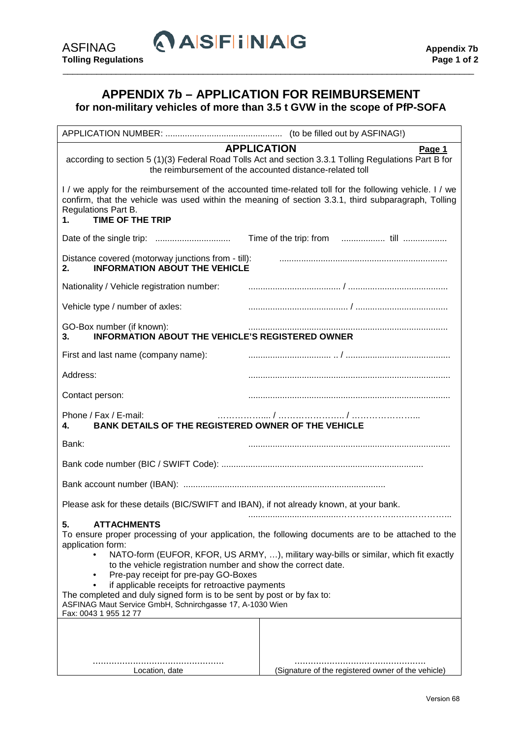# APPENDIX 7b – APPLICATION FOR REIMBURSEMENT

## for non-military vehicles of more than 3.5 t GVW in the scope of PfP-SOFA

APPLICATION NUMBER: ................................................ (to be filled out by ASFINAG!)

### APPLICATION

**Page 1**

according to section 5 (1)(3) Federal Road Tolls Act and section 3.3.1 Tolling Regulations Part B for the reimbursement of the accounted distance-related toll

I / we apply for the reimbursement of the accounted time-related toll for the following vehicle. I / we confirm, that the vehicle was used within the meaning of section 3.3.1, third subparagraph, Tolling Regulations Part B.

**1. TIME OF THE TRIP**

Date of the single trip: ............................... Time of the trip: from .................. till ..................

Distance covered (motorway junctions from - till): .....................................................................

**2. INFORMATION ABOUT THE VEHICLE**

Nationality / Vehicle registration number: ...................................... / .........................................

Vehicle type / number of axles: ......................................... / ......................................

GO-Box number (if known): .................................................................................

**3. INFORMATION ABOUT THE VEHICLE'S REGISTERED OWNER**

First and last name (company name): .................................. .. / ...........................................

Address: ..................................................................................

Contact person: ..................................................................................

Phone / Fax / E-mail: ……………..... / …………………... / …………………...

**4. BANK DETAILS OF THE REGISTERED OWNER OF THE VEHICLE**

Bank: ..................................................................................

Bank code number (BIC / SWIFT Code): ..................................................................................

Bank account number (IBAN): ..................................................................................

Please ask for these details (BIC/SWIFT and IBAN), if not already known, at your bank.

.....................................…………………..…..……………..

**5. ATTACHMENTS**

To ensure proper processing of your application, the following documents are to be attached to the application form:

- NATO-form (EUFOR, KFOR, US ARMY, …), military way-bills or similar, which fit exactly to the vehicle registration number and show the correct date.
- Pre-pay receipt for pre-pay GO-Boxes
- if applicable receipts for retroactive payments

The completed and duly signed form is to be sent by post or by fax to:
ASFINAG Maut Service GmbH, Schnirchgasse 17, A-1030 Wien
Fax: 0043 1 955 12 77

| ................................................ | ................................................ |
|---|---|
| Location, date | (Signature of the registered owner of the vehicle) |

Version 68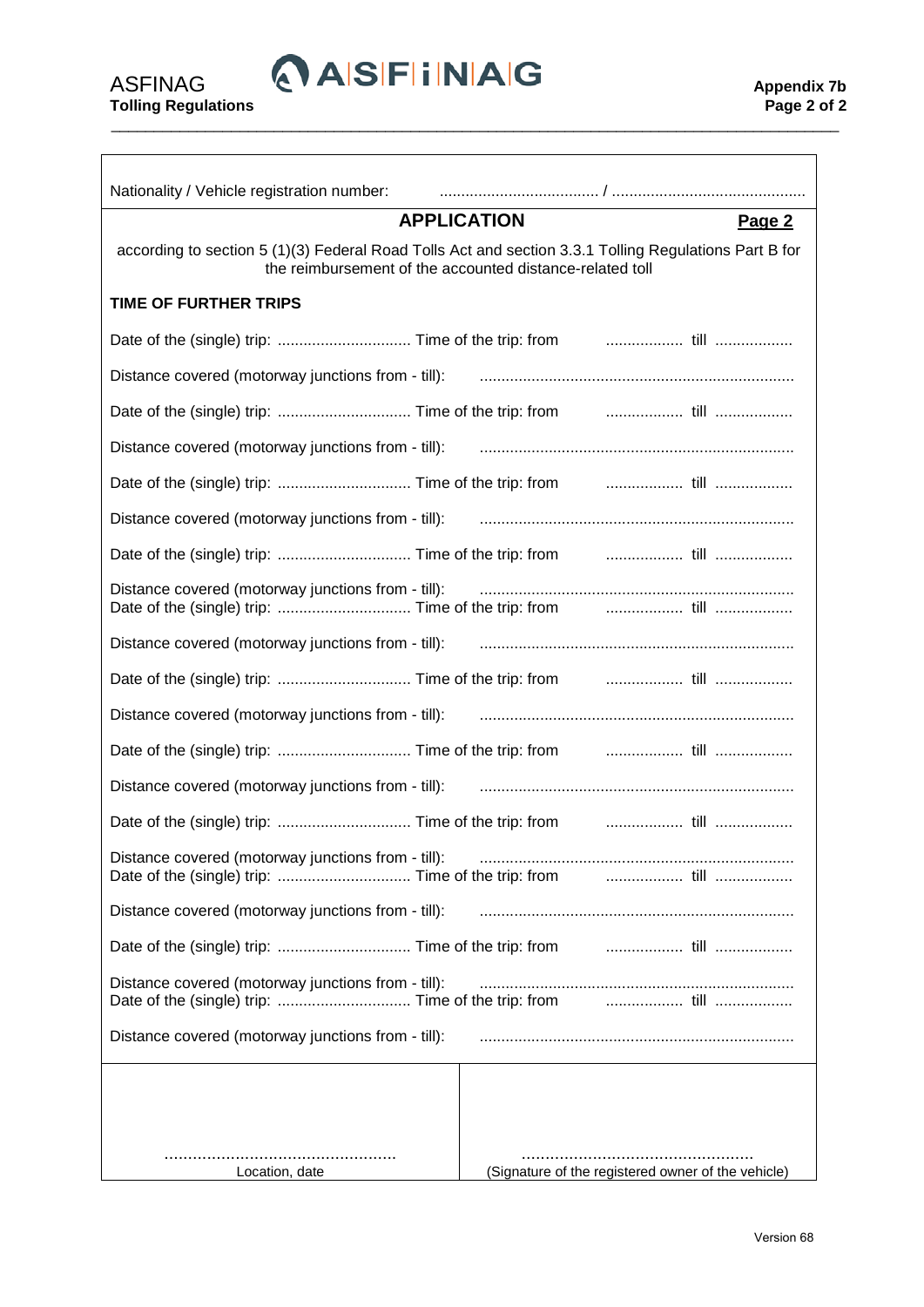Nationality / Vehicle registration number: ..................................... / ............................................

## APPLICATION **Page 2**

according to section 5 (1)(3) Federal Road Tolls Act and section 3.3.1 Tolling Regulations Part B for the reimbursement of the accounted distance-related toll

**TIME OF FURTHER TRIPS**

Date of the (single) trip: ............................... Time of the trip: from .................. till ..................

Distance covered (motorway junctions from - till): .........................................................................

Date of the (single) trip: ............................... Time of the trip: from .................. till ..................

Distance covered (motorway junctions from - till): .........................................................................

Date of the (single) trip: ............................... Time of the trip: from .................. till ..................

Distance covered (motorway junctions from - till): .........................................................................

Date of the (single) trip: ............................... Time of the trip: from .................. till ..................

Distance covered (motorway junctions from - till): .........................................................................

Date of the (single) trip: ............................... Time of the trip: from .................. till ..................

Distance covered (motorway junctions from - till): .........................................................................

Date of the (single) trip: ............................... Time of the trip: from .................. till ..................

Distance covered (motorway junctions from - till): .........................................................................

Date of the (single) trip: ............................... Time of the trip: from .................. till ..................

Distance covered (motorway junctions from - till): .........................................................................

Date of the (single) trip: ............................... Time of the trip: from .................. till ..................

Distance covered (motorway junctions from - till): .........................................................................

Date of the (single) trip: ............................... Time of the trip: from .................. till ..................

Distance covered (motorway junctions from - till): .........................................................................

Date of the (single) trip: ............................... Time of the trip: from .................. till ..................

Distance covered (motorway junctions from - till): .........................................................................

Date of the (single) trip: ............................... Time of the trip: from .................. till ..................

Distance covered (motorway junctions from - till): .........................................................................

| | |
|---|---|
| ................................................. | ................................................. |
| Location, date | (Signature of the registered owner of the vehicle) |

Version 68